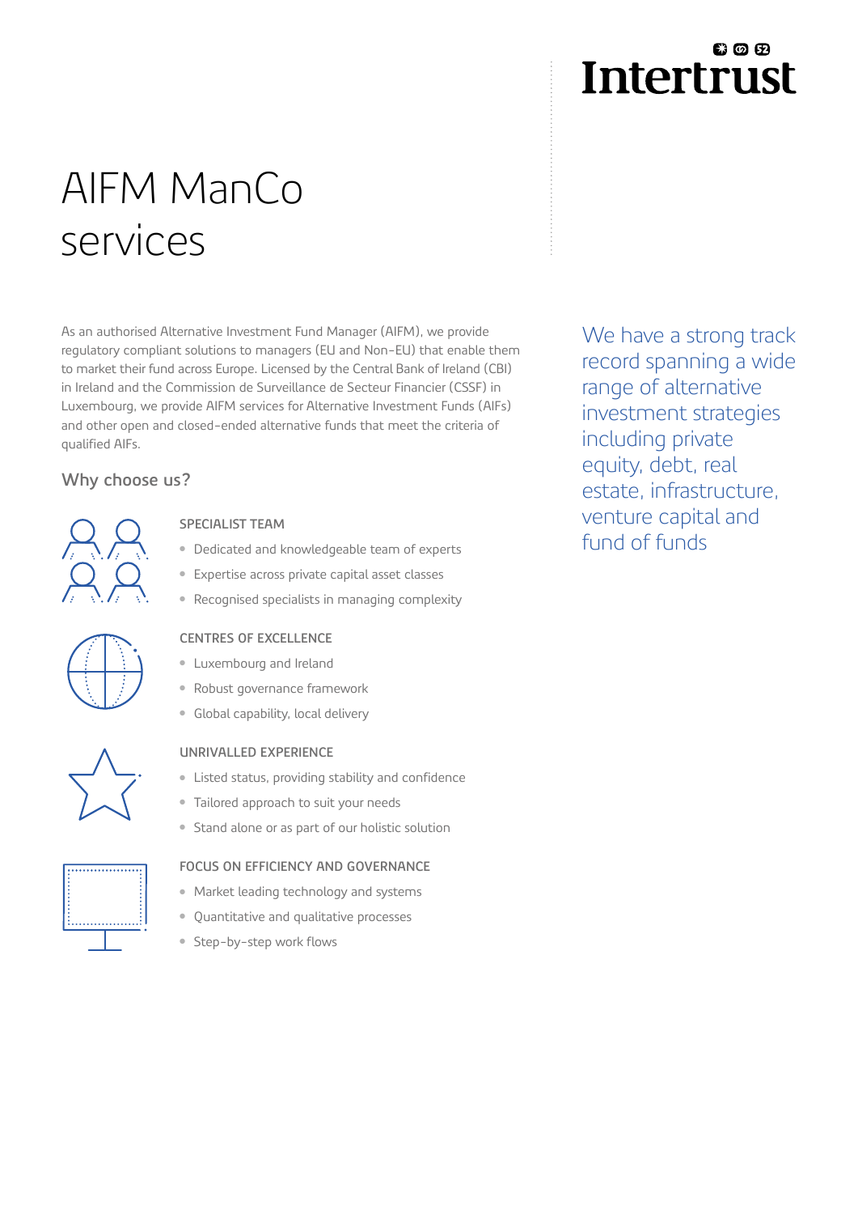Intertrust

# AIFM ManCo services

As an authorised Alternative Investment Fund Manager (AIFM), we provide regulatory compliant solutions to managers (EU and Non-EU) that enable them to market their fund across Europe. Licensed by the Central Bank of Ireland (CBI) in Ireland and the Commission de Surveillance de Secteur Financier (CSSF) in Luxembourg, we provide AIFM services for Alternative Investment Funds (AIFs) and other open and closed-ended alternative funds that meet the criteria of qualified AIFs.

We have a strong track record spanning a wide range of alternative investment strategies including private equity, debt, real estate, infrastructure, venture capital and fund of funds

## Why choose us?

### SPECIALIST TEAM

- Dedicated and knowledgeable team of experts
- Expertise across private capital asset classes
- Recognised specialists in managing complexity

### CENTRES OF EXCELLENCE

- Luxembourg and Ireland
- Robust governance framework
- Global capability, local delivery

### UNRIVALLED EXPERIENCE

- Listed status, providing stability and confidence
- Tailored approach to suit your needs
- Stand alone or as part of our holistic solution

### FOCUS ON EFFICIENCY AND GOVERNANCE

- Market leading technology and systems
- Quantitative and qualitative processes
- Step-by-step work flows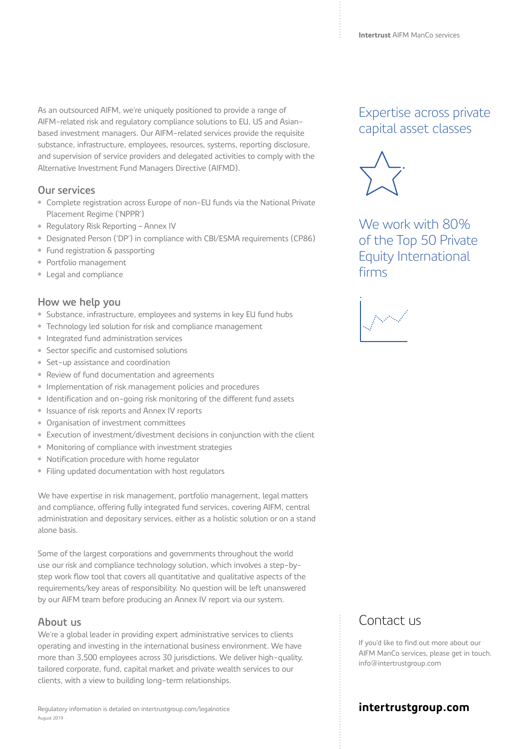As an outsourced AIFM, we're uniquely positioned to provide a range of AIFM-related risk and regulatory compliance solutions to EU, US and Asian-based investment managers. Our AIFM-related services provide the requisite substance, infrastructure, employees, resources, systems, reporting disclosure, and supervision of service providers and delegated activities to comply with the Alternative Investment Fund Managers Directive (AIFMD).

## Our services

- Complete registration across Europe of non-EU funds via the National Private Placement Regime ('NPPR')
- Regulatory Risk Reporting – Annex IV
- Designated Person ('DP') in compliance with CBI/ESMA requirements (CP86)
- Fund registration & passporting
- Portfolio management
- Legal and compliance

## How we help you

- Substance, infrastructure, employees and systems in key EU fund hubs
- Technology led solution for risk and compliance management
- Integrated fund administration services
- Sector specific and customised solutions
- Set-up assistance and coordination
- Review of fund documentation and agreements
- Implementation of risk management policies and procedures
- Identification and on-going risk monitoring of the different fund assets
- Issuance of risk reports and Annex IV reports
- Organisation of investment committees
- Execution of investment/divestment decisions in conjunction with the client
- Monitoring of compliance with investment strategies
- Notification procedure with home regulator
- Filing updated documentation with host regulators

We have expertise in risk management, portfolio management, legal matters and compliance, offering fully integrated fund services, covering AIFM, central administration and depositary services, either as a holistic solution or on a stand alone basis.

Some of the largest corporations and governments throughout the world use our risk and compliance technology solution, which involves a step-by-step work flow tool that covers all quantitative and qualitative aspects of the requirements/key areas of responsibility. No question will be left unanswered by our AIFM team before producing an Annex IV report via our system.

## About us

We're a global leader in providing expert administrative services to clients operating and investing in the international business environment. We have more than 3,500 employees across 30 jurisdictions. We deliver high-quality, tailored corporate, fund, capital market and private wealth services to our clients, with a view to building long-term relationships.

Regulatory information is detailed on intertrustgroup.com/legalnotice

August 2019

## Expertise across private capital asset classes

## We work with 80% of the Top 50 Private Equity International firms

## Contact us

If you'd like to find out more about our AIFM ManCo services, please get in touch.
info@intertrustgroup.com

**intertrustgroup.com**